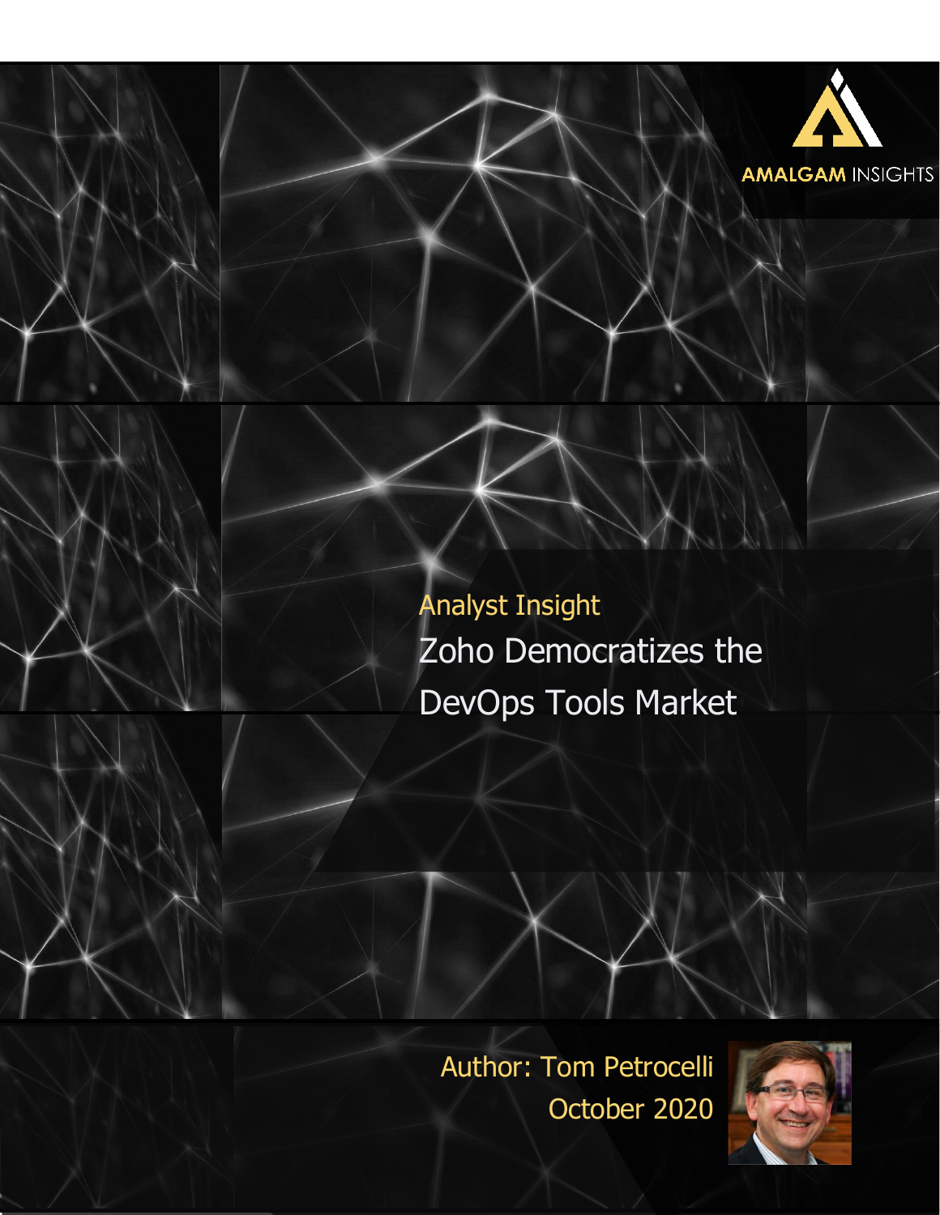AMALGAM INSIGHTS

Analyst Insight

# Zoho Democratizes the DevOps Tools Market

Author: Tom Petrocelli

October 2020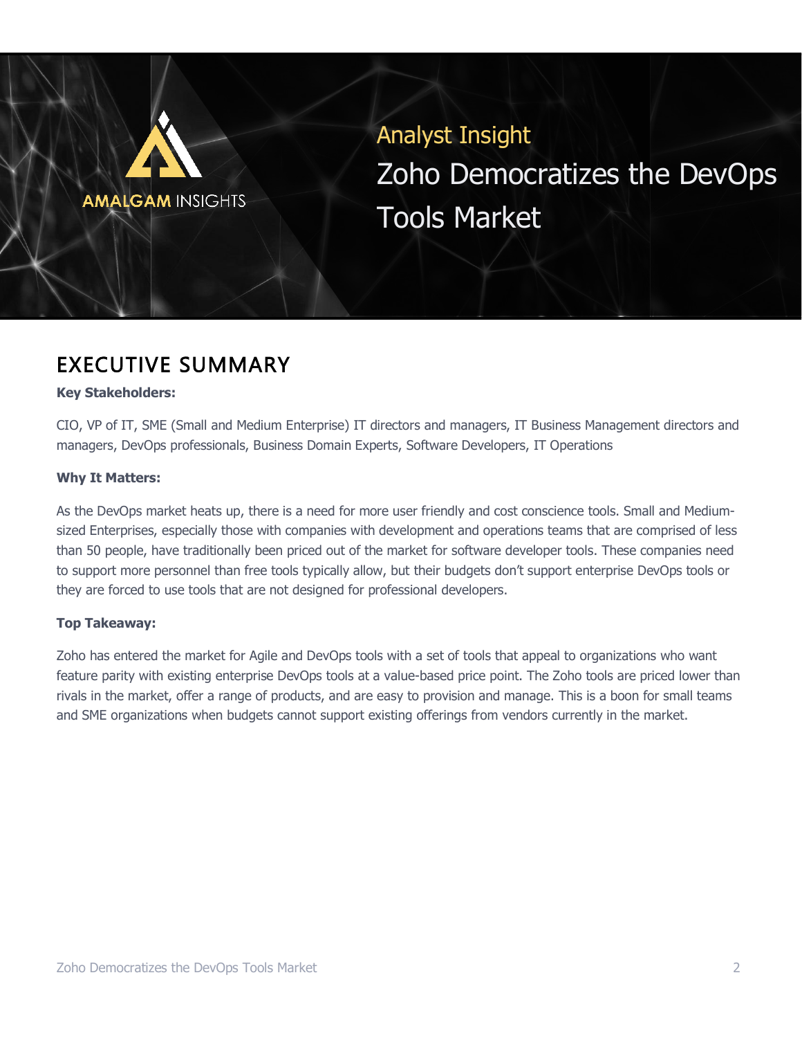Analyst Insight

# Zoho Democratizes the DevOps Tools Market

## EXECUTIVE SUMMARY

**Key Stakeholders:**

CIO, VP of IT, SME (Small and Medium Enterprise) IT directors and managers, IT Business Management directors and managers, DevOps professionals, Business Domain Experts, Software Developers, IT Operations

**Why It Matters:**

As the DevOps market heats up, there is a need for more user friendly and cost conscience tools. Small and Medium-sized Enterprises, especially those with companies with development and operations teams that are comprised of less than 50 people, have traditionally been priced out of the market for software developer tools. These companies need to support more personnel than free tools typically allow, but their budgets don't support enterprise DevOps tools or they are forced to use tools that are not designed for professional developers.

**Top Takeaway:**

Zoho has entered the market for Agile and DevOps tools with a set of tools that appeal to organizations who want feature parity with existing enterprise DevOps tools at a value-based price point. The Zoho tools are priced lower than rivals in the market, offer a range of products, and are easy to provision and manage. This is a boon for small teams and SME organizations when budgets cannot support existing offerings from vendors currently in the market.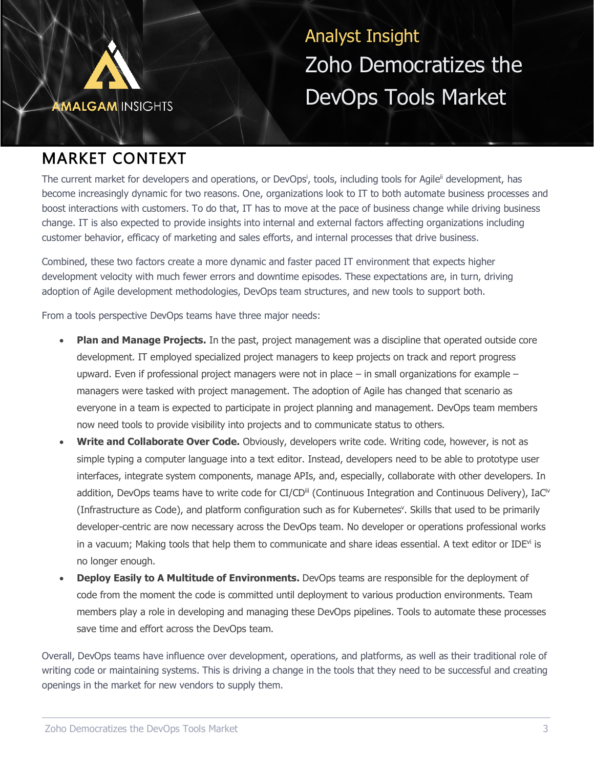# Analyst Insight

# Zoho Democratizes the DevOps Tools Market

## MARKET CONTEXT

The current market for developers and operations, or DevOps[i], tools, including tools for Agile[ii] development, has become increasingly dynamic for two reasons. One, organizations look to IT to both automate business processes and boost interactions with customers. To do that, IT has to move at the pace of business change while driving business change. IT is also expected to provide insights into internal and external factors affecting organizations including customer behavior, efficacy of marketing and sales efforts, and internal processes that drive business.

Combined, these two factors create a more dynamic and faster paced IT environment that expects higher development velocity with much fewer errors and downtime episodes. These expectations are, in turn, driving adoption of Agile development methodologies, DevOps team structures, and new tools to support both.

From a tools perspective DevOps teams have three major needs:

- **Plan and Manage Projects.** In the past, project management was a discipline that operated outside core development. IT employed specialized project managers to keep projects on track and report progress upward. Even if professional project managers were not in place – in small organizations for example – managers were tasked with project management. The adoption of Agile has changed that scenario as everyone in a team is expected to participate in project planning and management. DevOps team members now need tools to provide visibility into projects and to communicate status to others.
- **Write and Collaborate Over Code.** Obviously, developers write code. Writing code, however, is not as simple typing a computer language into a text editor. Instead, developers need to be able to prototype user interfaces, integrate system components, manage APIs, and, especially, collaborate with other developers. In addition, DevOps teams have to write code for CI/CD[iii] (Continuous Integration and Continuous Delivery), IaC[iv] (Infrastructure as Code), and platform configuration such as for Kubernetes[v]. Skills that used to be primarily developer-centric are now necessary across the DevOps team. No developer or operations professional works in a vacuum; Making tools that help them to communicate and share ideas essential. A text editor or IDE[vi] is no longer enough.
- **Deploy Easily to A Multitude of Environments.** DevOps teams are responsible for the deployment of code from the moment the code is committed until deployment to various production environments. Team members play a role in developing and managing these DevOps pipelines. Tools to automate these processes save time and effort across the DevOps team.

Overall, DevOps teams have influence over development, operations, and platforms, as well as their traditional role of writing code or maintaining systems. This is driving a change in the tools that they need to be successful and creating openings in the market for new vendors to supply them.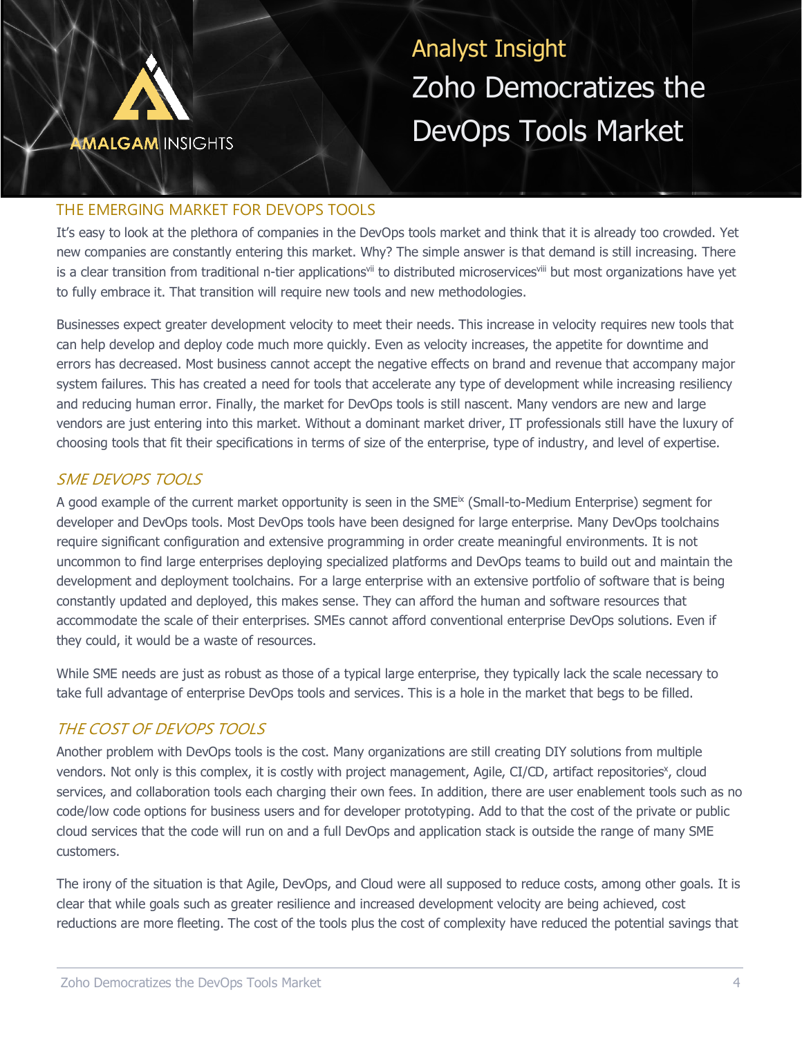## THE EMERGING MARKET FOR DEVOPS TOOLS

It's easy to look at the plethora of companies in the DevOps tools market and think that it is already too crowded. Yet new companies are constantly entering this market. Why? The simple answer is that demand is still increasing. There is a clear transition from traditional n-tier applications[vii] to distributed microservices[viii] but most organizations have yet to fully embrace it. That transition will require new tools and new methodologies.

Businesses expect greater development velocity to meet their needs. This increase in velocity requires new tools that can help develop and deploy code much more quickly. Even as velocity increases, the appetite for downtime and errors has decreased. Most business cannot accept the negative effects on brand and revenue that accompany major system failures. This has created a need for tools that accelerate any type of development while increasing resiliency and reducing human error. Finally, the market for DevOps tools is still nascent. Many vendors are new and large vendors are just entering into this market. Without a dominant market driver, IT professionals still have the luxury of choosing tools that fit their specifications in terms of size of the enterprise, type of industry, and level of expertise.

### *SME DEVOPS TOOLS*

A good example of the current market opportunity is seen in the SME[ix] (Small-to-Medium Enterprise) segment for developer and DevOps tools. Most DevOps tools have been designed for large enterprise. Many DevOps toolchains require significant configuration and extensive programming in order create meaningful environments. It is not uncommon to find large enterprises deploying specialized platforms and DevOps teams to build out and maintain the development and deployment toolchains. For a large enterprise with an extensive portfolio of software that is being constantly updated and deployed, this makes sense. They can afford the human and software resources that accommodate the scale of their enterprises. SMEs cannot afford conventional enterprise DevOps solutions. Even if they could, it would be a waste of resources.

While SME needs are just as robust as those of a typical large enterprise, they typically lack the scale necessary to take full advantage of enterprise DevOps tools and services. This is a hole in the market that begs to be filled.

### *THE COST OF DEVOPS TOOLS*

Another problem with DevOps tools is the cost. Many organizations are still creating DIY solutions from multiple vendors. Not only is this complex, it is costly with project management, Agile, CI/CD, artifact repositories[x], cloud services, and collaboration tools each charging their own fees. In addition, there are user enablement tools such as no code/low code options for business users and for developer prototyping. Add to that the cost of the private or public cloud services that the code will run on and a full DevOps and application stack is outside the range of many SME customers.

The irony of the situation is that Agile, DevOps, and Cloud were all supposed to reduce costs, among other goals. It is clear that while goals such as greater resilience and increased development velocity are being achieved, cost reductions are more fleeting. The cost of the tools plus the cost of complexity have reduced the potential savings that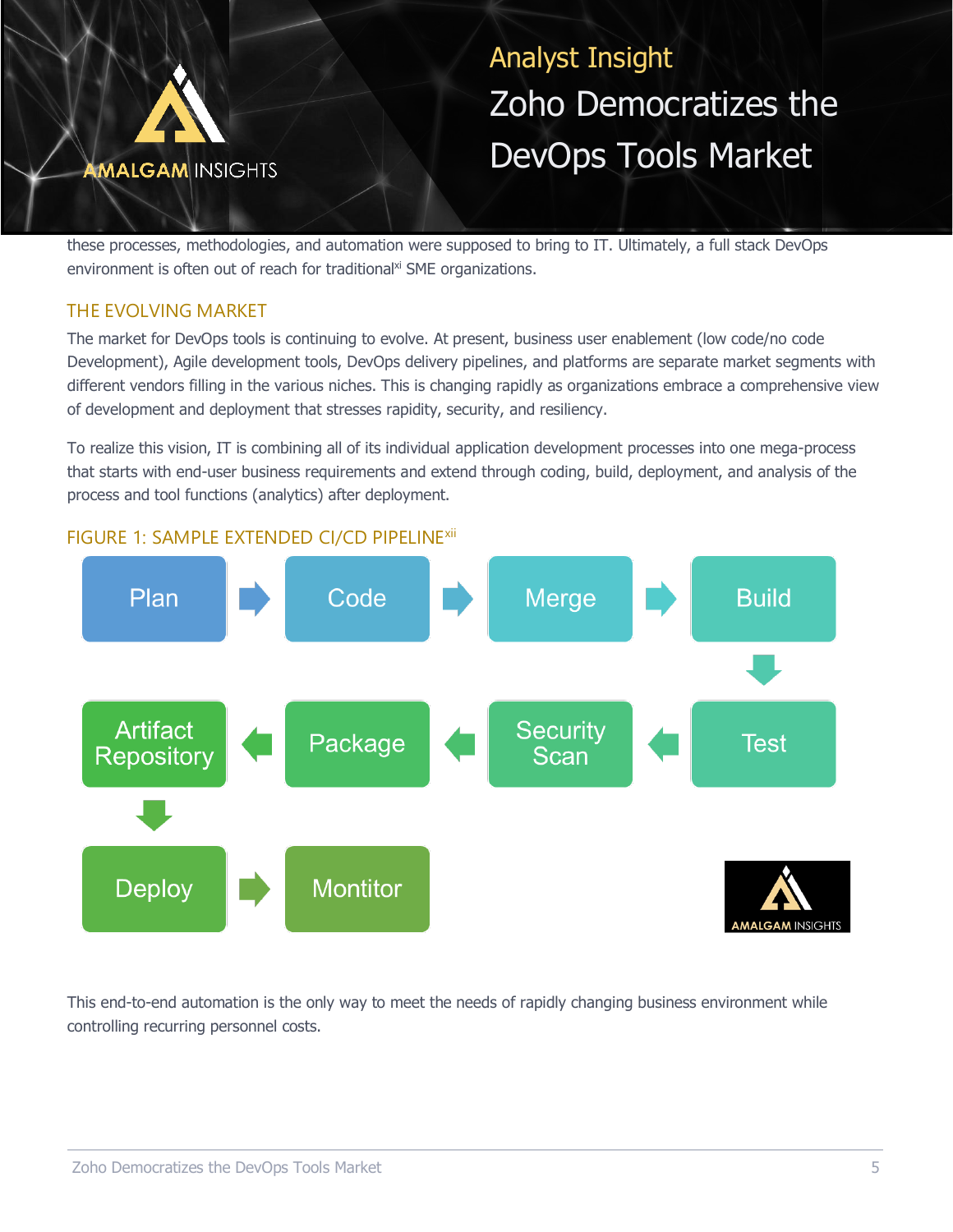these processes, methodologies, and automation were supposed to bring to IT. Ultimately, a full stack DevOps environment is often out of reach for traditional[xi] SME organizations.

## THE EVOLVING MARKET

The market for DevOps tools is continuing to evolve. At present, business user enablement (low code/no code Development), Agile development tools, DevOps delivery pipelines, and platforms are separate market segments with different vendors filling in the various niches. This is changing rapidly as organizations embrace a comprehensive view of development and deployment that stresses rapidity, security, and resiliency.

To realize this vision, IT is combining all of its individual application development processes into one mega-process that starts with end-user business requirements and extend through coding, build, deployment, and analysis of the process and tool functions (analytics) after deployment.

### FIGURE 1: SAMPLE EXTENDED CI/CD PIPELINE[xii]

Plan → Code → Merge → Build → Test → Security Scan → Package → Artifact Repository → Deploy → Montitor

This end-to-end automation is the only way to meet the needs of rapidly changing business environment while controlling recurring personnel costs.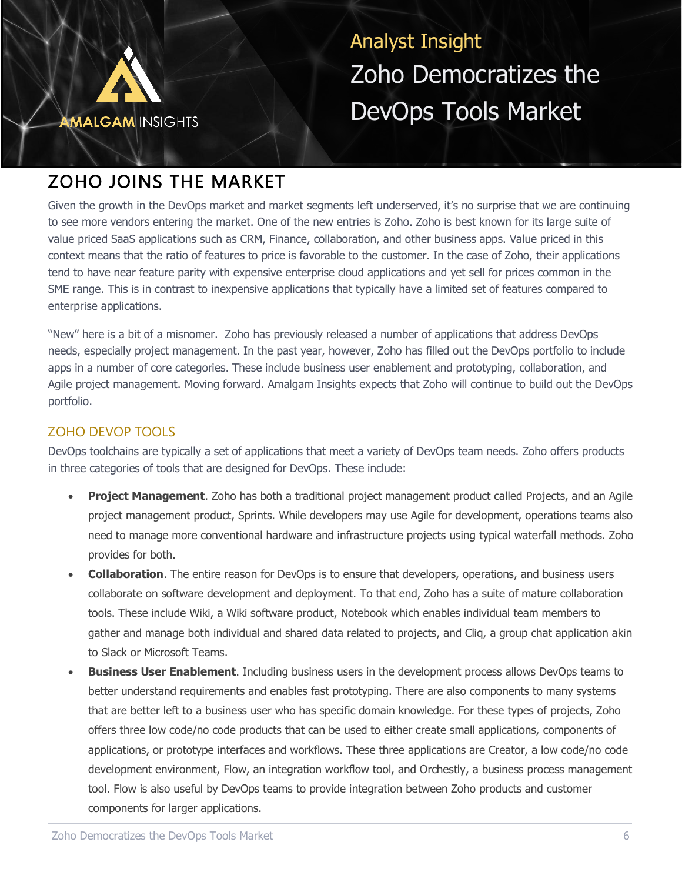Analyst Insight

# Zoho Democratizes the DevOps Tools Market

## ZOHO JOINS THE MARKET

Given the growth in the DevOps market and market segments left underserved, it's no surprise that we are continuing to see more vendors entering the market. One of the new entries is Zoho. Zoho is best known for its large suite of value priced SaaS applications such as CRM, Finance, collaboration, and other business apps. Value priced in this context means that the ratio of features to price is favorable to the customer. In the case of Zoho, their applications tend to have near feature parity with expensive enterprise cloud applications and yet sell for prices common in the SME range. This is in contrast to inexpensive applications that typically have a limited set of features compared to enterprise applications.

"New" here is a bit of a misnomer. Zoho has previously released a number of applications that address DevOps needs, especially project management. In the past year, however, Zoho has filled out the DevOps portfolio to include apps in a number of core categories. These include business user enablement and prototyping, collaboration, and Agile project management. Moving forward. Amalgam Insights expects that Zoho will continue to build out the DevOps portfolio.

### ZOHO DEVOP TOOLS

DevOps toolchains are typically a set of applications that meet a variety of DevOps team needs. Zoho offers products in three categories of tools that are designed for DevOps. These include:

- **Project Management**. Zoho has both a traditional project management product called Projects, and an Agile project management product, Sprints. While developers may use Agile for development, operations teams also need to manage more conventional hardware and infrastructure projects using typical waterfall methods. Zoho provides for both.
- **Collaboration**. The entire reason for DevOps is to ensure that developers, operations, and business users collaborate on software development and deployment. To that end, Zoho has a suite of mature collaboration tools. These include Wiki, a Wiki software product, Notebook which enables individual team members to gather and manage both individual and shared data related to projects, and Cliq, a group chat application akin to Slack or Microsoft Teams.
- **Business User Enablement**. Including business users in the development process allows DevOps teams to better understand requirements and enables fast prototyping. There are also components to many systems that are better left to a business user who has specific domain knowledge. For these types of projects, Zoho offers three low code/no code products that can be used to either create small applications, components of applications, or prototype interfaces and workflows. These three applications are Creator, a low code/no code development environment, Flow, an integration workflow tool, and Orchestly, a business process management tool. Flow is also useful by DevOps teams to provide integration between Zoho products and customer components for larger applications.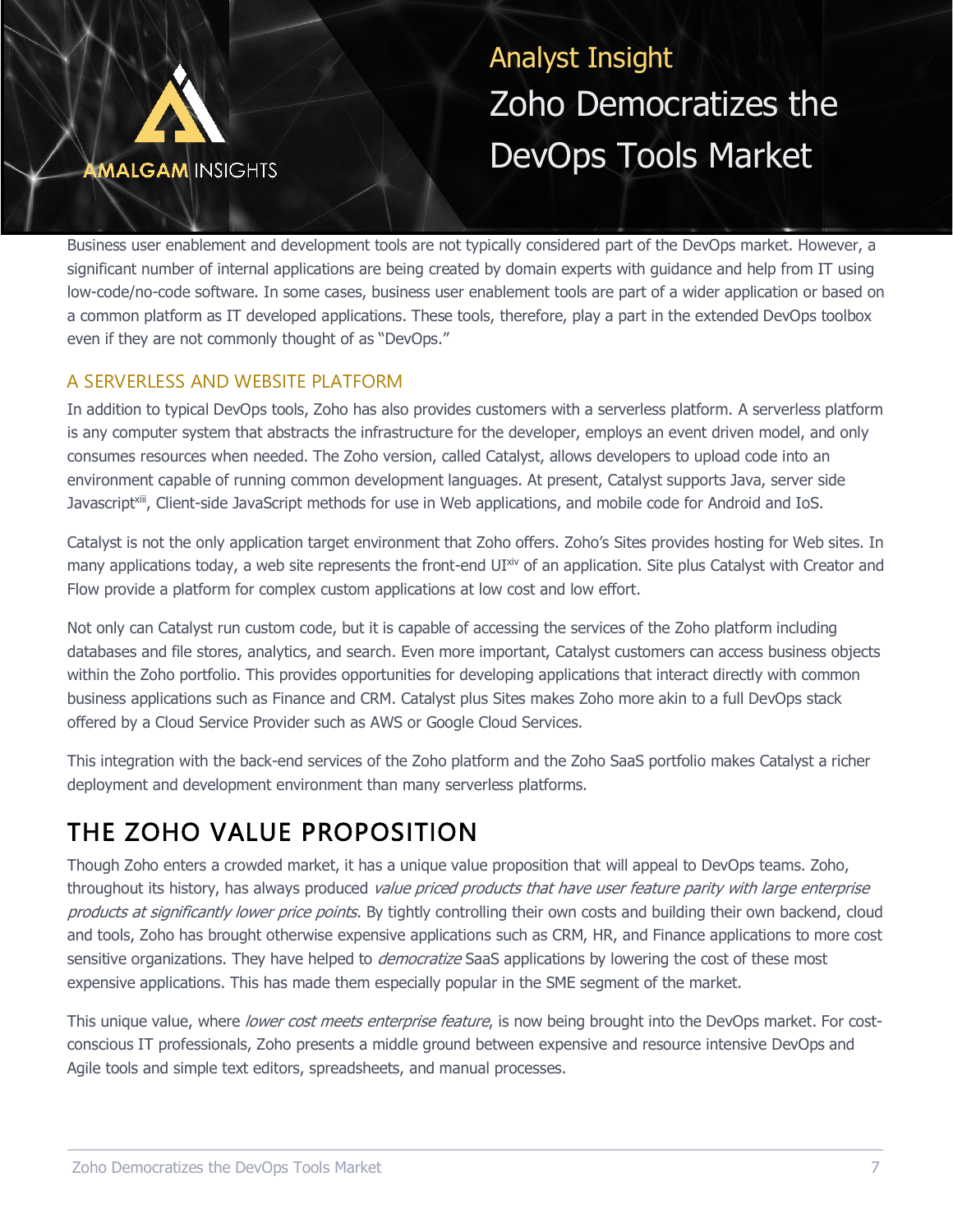Business user enablement and development tools are not typically considered part of the DevOps market. However, a significant number of internal applications are being created by domain experts with guidance and help from IT using low-code/no-code software. In some cases, business user enablement tools are part of a wider application or based on a common platform as IT developed applications. These tools, therefore, play a part in the extended DevOps toolbox even if they are not commonly thought of as "DevOps."

### A SERVERLESS AND WEBSITE PLATFORM

In addition to typical DevOps tools, Zoho has also provides customers with a serverless platform. A serverless platform is any computer system that abstracts the infrastructure for the developer, employs an event driven model, and only consumes resources when needed. The Zoho version, called Catalyst, allows developers to upload code into an environment capable of running common development languages. At present, Catalyst supports Java, server side Javascript[xiii], Client-side JavaScript methods for use in Web applications, and mobile code for Android and IoS.

Catalyst is not the only application target environment that Zoho offers. Zoho's Sites provides hosting for Web sites. In many applications today, a web site represents the front-end UI[xiv] of an application. Site plus Catalyst with Creator and Flow provide a platform for complex custom applications at low cost and low effort.

Not only can Catalyst run custom code, but it is capable of accessing the services of the Zoho platform including databases and file stores, analytics, and search. Even more important, Catalyst customers can access business objects within the Zoho portfolio. This provides opportunities for developing applications that interact directly with common business applications such as Finance and CRM. Catalyst plus Sites makes Zoho more akin to a full DevOps stack offered by a Cloud Service Provider such as AWS or Google Cloud Services.

This integration with the back-end services of the Zoho platform and the Zoho SaaS portfolio makes Catalyst a richer deployment and development environment than many serverless platforms.

## THE ZOHO VALUE PROPOSITION

Though Zoho enters a crowded market, it has a unique value proposition that will appeal to DevOps teams. Zoho, throughout its history, has always produced *value priced products that have user feature parity with large enterprise products at significantly lower price points*. By tightly controlling their own costs and building their own backend, cloud and tools, Zoho has brought otherwise expensive applications such as CRM, HR, and Finance applications to more cost sensitive organizations. They have helped to *democratize* SaaS applications by lowering the cost of these most expensive applications. This has made them especially popular in the SME segment of the market.

This unique value, where *lower cost meets enterprise feature*, is now being brought into the DevOps market. For cost-conscious IT professionals, Zoho presents a middle ground between expensive and resource intensive DevOps and Agile tools and simple text editors, spreadsheets, and manual processes.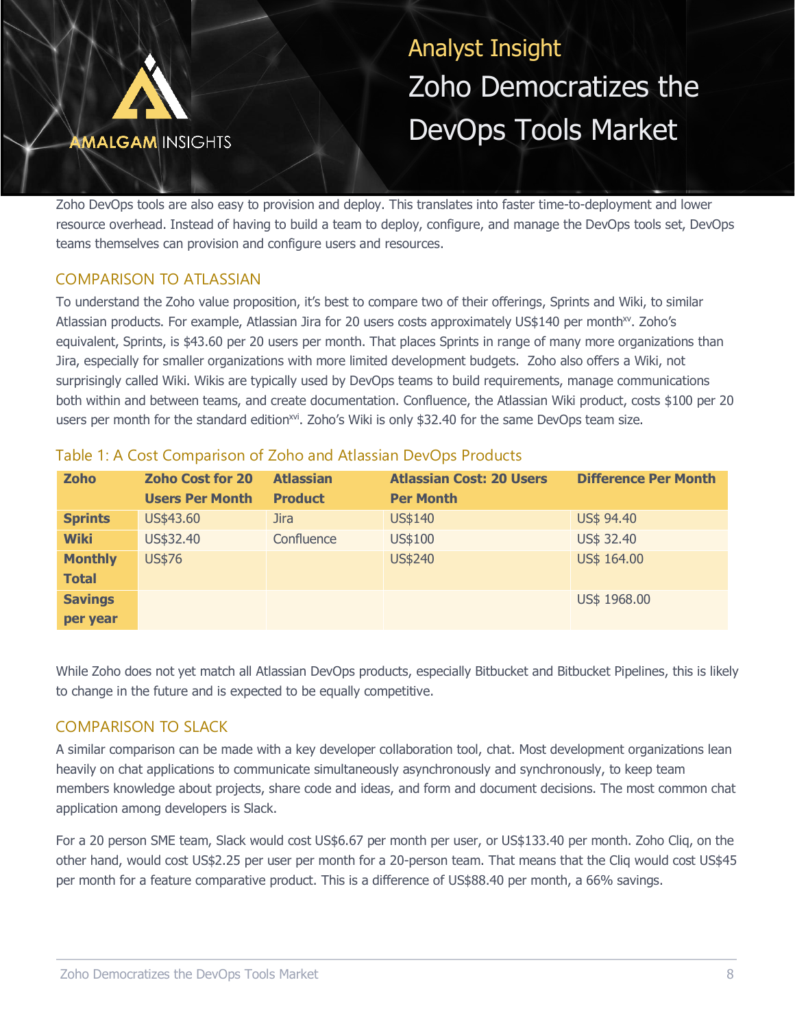Zoho DevOps tools are also easy to provision and deploy. This translates into faster time-to-deployment and lower resource overhead. Instead of having to build a team to deploy, configure, and manage the DevOps tools set, DevOps teams themselves can provision and configure users and resources.

## COMPARISON TO ATLASSIAN

To understand the Zoho value proposition, it's best to compare two of their offerings, Sprints and Wiki, to similar Atlassian products. For example, Atlassian Jira for 20 users costs approximately US$140 per month[xv]. Zoho's equivalent, Sprints, is $43.60 per 20 users per month. That places Sprints in range of many more organizations than Jira, especially for smaller organizations with more limited development budgets. Zoho also offers a Wiki, not surprisingly called Wiki. Wikis are typically used by DevOps teams to build requirements, manage communications both within and between teams, and create documentation. Confluence, the Atlassian Wiki product, costs $100 per 20 users per month for the standard edition[xvi]. Zoho's Wiki is only $32.40 for the same DevOps team size.

### Table 1: A Cost Comparison of Zoho and Atlassian DevOps Products

| Zoho | Zoho Cost for 20 Users Per Month | Atlassian Product | Atlassian Cost: 20 Users Per Month | Difference Per Month |
|---|---|---|---|---|
| **Sprints** | US$43.60 | Jira | US$140 | US$ 94.40 |
| **Wiki** | US$32.40 | Confluence | US$100 | US$ 32.40 |
| **Monthly Total** | US$76 | | US$240 | US$ 164.00 |
| **Savings per year** | | | | US$ 1968.00 |

While Zoho does not yet match all Atlassian DevOps products, especially Bitbucket and Bitbucket Pipelines, this is likely to change in the future and is expected to be equally competitive.

## COMPARISON TO SLACK

A similar comparison can be made with a key developer collaboration tool, chat. Most development organizations lean heavily on chat applications to communicate simultaneously asynchronously and synchronously, to keep team members knowledge about projects, share code and ideas, and form and document decisions. The most common chat application among developers is Slack.

For a 20 person SME team, Slack would cost US$6.67 per month per user, or US$133.40 per month. Zoho Cliq, on the other hand, would cost US$2.25 per user per month for a 20-person team. That means that the Cliq would cost US$45 per month for a feature comparative product. This is a difference of US$88.40 per month, a 66% savings.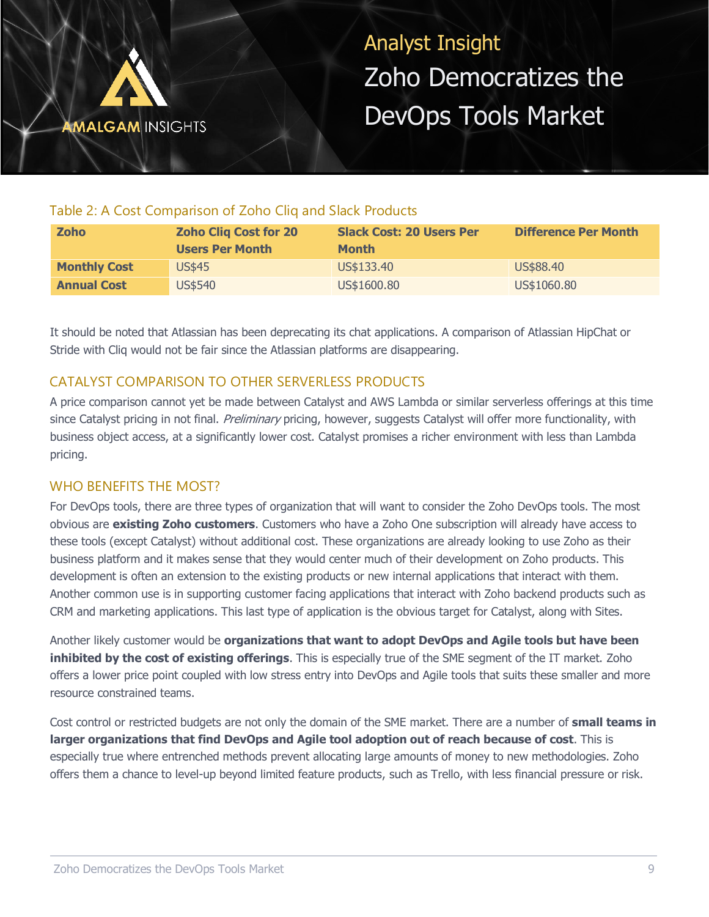Table 2: A Cost Comparison of Zoho Cliq and Slack Products

| Zoho | Zoho Cliq Cost for 20 Users Per Month | Slack Cost: 20 Users Per Month | Difference Per Month |
|---|---|---|---|
| **Monthly Cost** | US$45 | US$133.40 | US$88.40 |
| **Annual Cost** | US$540 | US$1600.80 | US$1060.80 |

It should be noted that Atlassian has been deprecating its chat applications. A comparison of Atlassian HipChat or Stride with Cliq would not be fair since the Atlassian platforms are disappearing.

## CATALYST COMPARISON TO OTHER SERVERLESS PRODUCTS

A price comparison cannot yet be made between Catalyst and AWS Lambda or similar serverless offerings at this time since Catalyst pricing in not final. *Preliminary* pricing, however, suggests Catalyst will offer more functionality, with business object access, at a significantly lower cost. Catalyst promises a richer environment with less than Lambda pricing.

## WHO BENEFITS THE MOST?

For DevOps tools, there are three types of organization that will want to consider the Zoho DevOps tools. The most obvious are **existing Zoho customers**. Customers who have a Zoho One subscription will already have access to these tools (except Catalyst) without additional cost. These organizations are already looking to use Zoho as their business platform and it makes sense that they would center much of their development on Zoho products. This development is often an extension to the existing products or new internal applications that interact with them. Another common use is in supporting customer facing applications that interact with Zoho backend products such as CRM and marketing applications. This last type of application is the obvious target for Catalyst, along with Sites.

Another likely customer would be **organizations that want to adopt DevOps and Agile tools but have been inhibited by the cost of existing offerings**. This is especially true of the SME segment of the IT market. Zoho offers a lower price point coupled with low stress entry into DevOps and Agile tools that suits these smaller and more resource constrained teams.

Cost control or restricted budgets are not only the domain of the SME market. There are a number of **small teams in larger organizations that find DevOps and Agile tool adoption out of reach because of cost**. This is especially true where entrenched methods prevent allocating large amounts of money to new methodologies. Zoho offers them a chance to level-up beyond limited feature products, such as Trello, with less financial pressure or risk.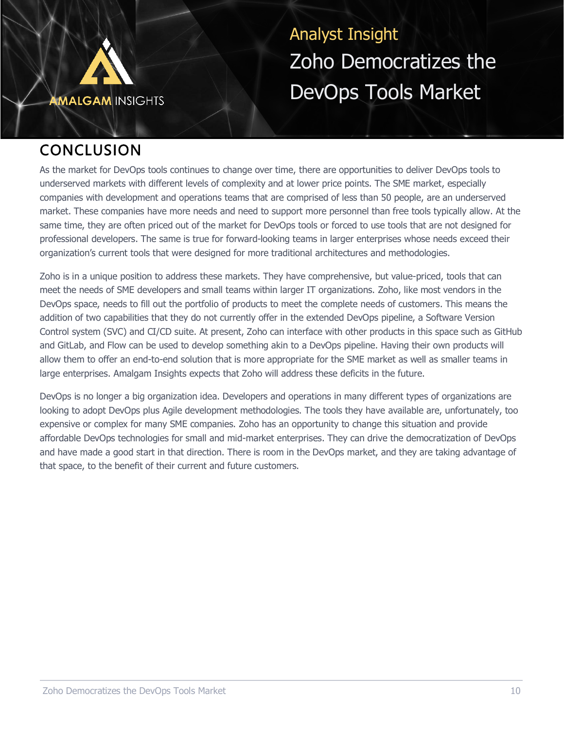## CONCLUSION

As the market for DevOps tools continues to change over time, there are opportunities to deliver DevOps tools to underserved markets with different levels of complexity and at lower price points. The SME market, especially companies with development and operations teams that are comprised of less than 50 people, are an underserved market. These companies have more needs and need to support more personnel than free tools typically allow. At the same time, they are often priced out of the market for DevOps tools or forced to use tools that are not designed for professional developers. The same is true for forward-looking teams in larger enterprises whose needs exceed their organization's current tools that were designed for more traditional architectures and methodologies.

Zoho is in a unique position to address these markets. They have comprehensive, but value-priced, tools that can meet the needs of SME developers and small teams within larger IT organizations. Zoho, like most vendors in the DevOps space, needs to fill out the portfolio of products to meet the complete needs of customers. This means the addition of two capabilities that they do not currently offer in the extended DevOps pipeline, a Software Version Control system (SVC) and CI/CD suite. At present, Zoho can interface with other products in this space such as GitHub and GitLab, and Flow can be used to develop something akin to a DevOps pipeline. Having their own products will allow them to offer an end-to-end solution that is more appropriate for the SME market as well as smaller teams in large enterprises. Amalgam Insights expects that Zoho will address these deficits in the future.

DevOps is no longer a big organization idea. Developers and operations in many different types of organizations are looking to adopt DevOps plus Agile development methodologies. The tools they have available are, unfortunately, too expensive or complex for many SME companies. Zoho has an opportunity to change this situation and provide affordable DevOps technologies for small and mid-market enterprises. They can drive the democratization of DevOps and have made a good start in that direction. There is room in the DevOps market, and they are taking advantage of that space, to the benefit of their current and future customers.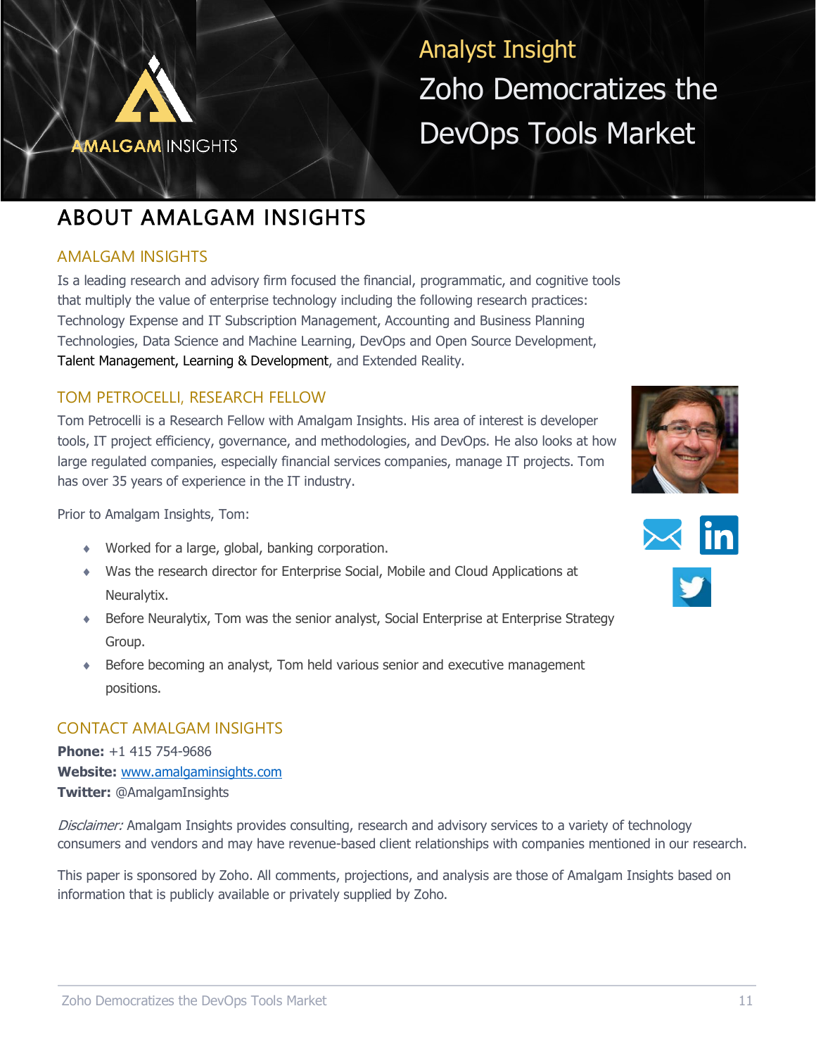# ABOUT AMALGAM INSIGHTS

## AMALGAM INSIGHTS

Is a leading research and advisory firm focused the financial, programmatic, and cognitive tools that multiply the value of enterprise technology including the following research practices: Technology Expense and IT Subscription Management, Accounting and Business Planning Technologies, Data Science and Machine Learning, DevOps and Open Source Development, Talent Management, Learning & Development, and Extended Reality.

## TOM PETROCELLI, RESEARCH FELLOW

Tom Petrocelli is a Research Fellow with Amalgam Insights. His area of interest is developer tools, IT project efficiency, governance, and methodologies, and DevOps. He also looks at how large regulated companies, especially financial services companies, manage IT projects. Tom has over 35 years of experience in the IT industry.

Prior to Amalgam Insights, Tom:

- Worked for a large, global, banking corporation.
- Was the research director for Enterprise Social, Mobile and Cloud Applications at Neuralytix.
- Before Neuralytix, Tom was the senior analyst, Social Enterprise at Enterprise Strategy Group.
- Before becoming an analyst, Tom held various senior and executive management positions.

## CONTACT AMALGAM INSIGHTS

**Phone:** +1 415 754-9686
**Website:** www.amalgaminsights.com
**Twitter:** @AmalgamInsights

*Disclaimer:* Amalgam Insights provides consulting, research and advisory services to a variety of technology consumers and vendors and may have revenue-based client relationships with companies mentioned in our research.

This paper is sponsored by Zoho. All comments, projections, and analysis are those of Amalgam Insights based on information that is publicly available or privately supplied by Zoho.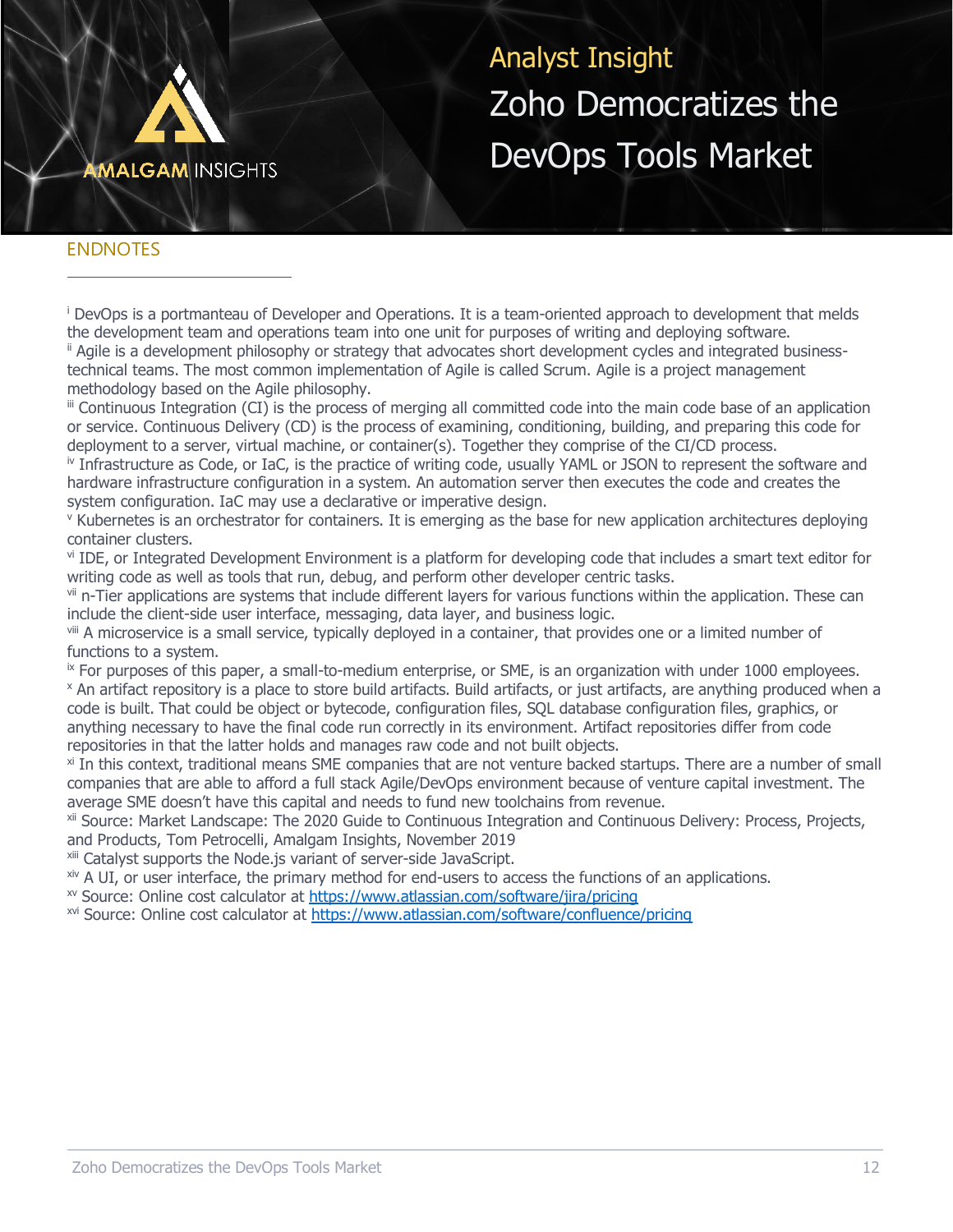## ENDNOTES

[i] DevOps is a portmanteau of Developer and Operations. It is a team-oriented approach to development that melds the development team and operations team into one unit for purposes of writing and deploying software.
[ii] Agile is a development philosophy or strategy that advocates short development cycles and integrated business-technical teams. The most common implementation of Agile is called Scrum. Agile is a project management methodology based on the Agile philosophy.
[iii] Continuous Integration (CI) is the process of merging all committed code into the main code base of an application or service. Continuous Delivery (CD) is the process of examining, conditioning, building, and preparing this code for deployment to a server, virtual machine, or container(s). Together they comprise of the CI/CD process.
[iv] Infrastructure as Code, or IaC, is the practice of writing code, usually YAML or JSON to represent the software and hardware infrastructure configuration in a system. An automation server then executes the code and creates the system configuration. IaC may use a declarative or imperative design.
[v] Kubernetes is an orchestrator for containers. It is emerging as the base for new application architectures deploying container clusters.
[vi] IDE, or Integrated Development Environment is a platform for developing code that includes a smart text editor for writing code as well as tools that run, debug, and perform other developer centric tasks.
[vii] n-Tier applications are systems that include different layers for various functions within the application. These can include the client-side user interface, messaging, data layer, and business logic.
[viii] A microservice is a small service, typically deployed in a container, that provides one or a limited number of functions to a system.
[ix] For purposes of this paper, a small-to-medium enterprise, or SME, is an organization with under 1000 employees.
[x] An artifact repository is a place to store build artifacts. Build artifacts, or just artifacts, are anything produced when a code is built. That could be object or bytecode, configuration files, SQL database configuration files, graphics, or anything necessary to have the final code run correctly in its environment. Artifact repositories differ from code repositories in that the latter holds and manages raw code and not built objects.
[xi] In this context, traditional means SME companies that are not venture backed startups. There are a number of small companies that are able to afford a full stack Agile/DevOps environment because of venture capital investment. The average SME doesn't have this capital and needs to fund new toolchains from revenue.
[xii] Source: Market Landscape: The 2020 Guide to Continuous Integration and Continuous Delivery: Process, Projects, and Products, Tom Petrocelli, Amalgam Insights, November 2019
[xiii] Catalyst supports the Node.js variant of server-side JavaScript.
[xiv] A UI, or user interface, the primary method for end-users to access the functions of an applications.
[xv] Source: Online cost calculator at https://www.atlassian.com/software/jira/pricing
[xvi] Source: Online cost calculator at https://www.atlassian.com/software/confluence/pricing